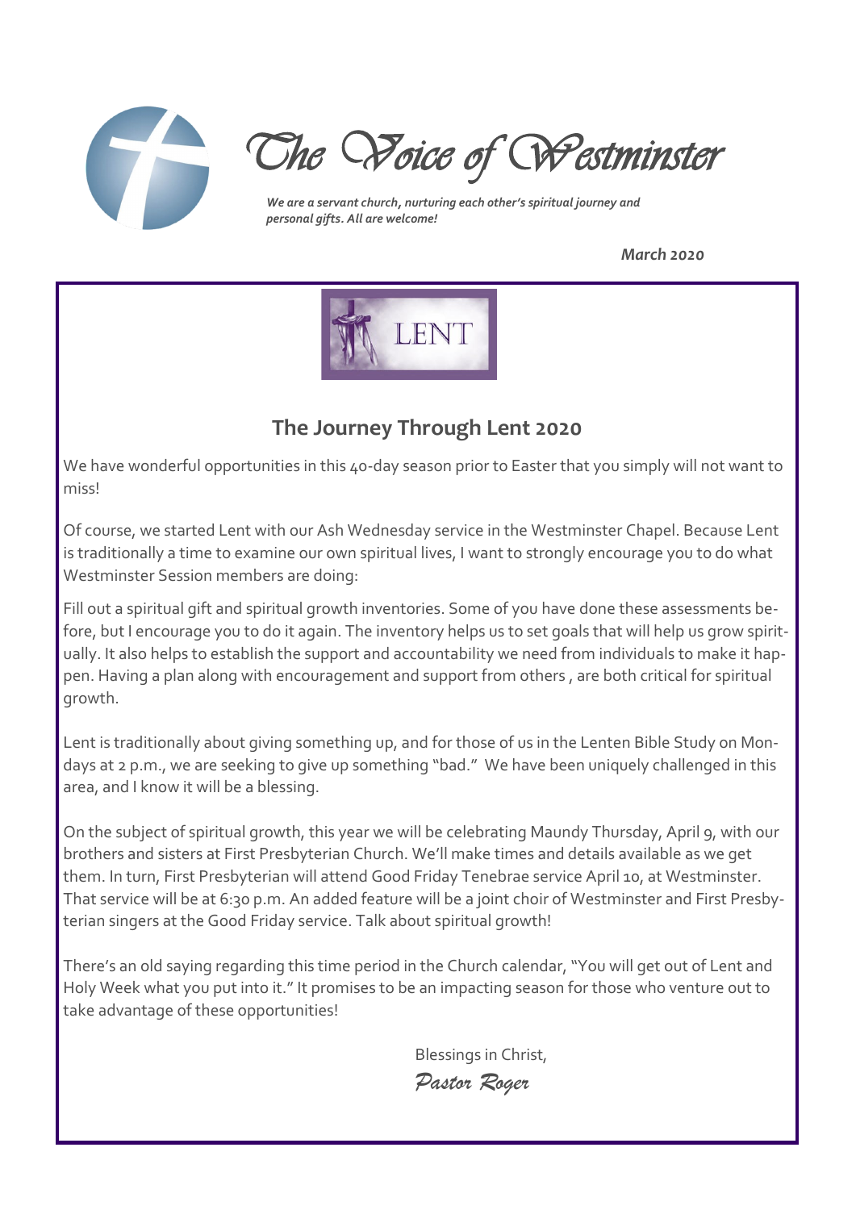# The Voice of Westminster

*We are a servant church, nurturing each other's spiritual journey and personal gifts. All are welcome!*

*March 2020*

LENT

## The Journey Through Lent 2020

We have wonderful opportunities in this 40-day season prior to Easter that you simply will not want to miss!

Of course, we started Lent with our Ash Wednesday service in the Westminster Chapel. Because Lent is traditionally a time to examine our own spiritual lives, I want to strongly encourage you to do what Westminster Session members are doing:

Fill out a spiritual gift and spiritual growth inventories. Some of you have done these assessments before, but I encourage you to do it again. The inventory helps us to set goals that will help us grow spiritually. It also helps to establish the support and accountability we need from individuals to make it happen. Having a plan along with encouragement and support from others , are both critical for spiritual growth.

Lent is traditionally about giving something up, and for those of us in the Lenten Bible Study on Mondays at 2 p.m., we are seeking to give up something "bad." We have been uniquely challenged in this area, and I know it will be a blessing.

On the subject of spiritual growth, this year we will be celebrating Maundy Thursday, April 9, with our brothers and sisters at First Presbyterian Church. We'll make times and details available as we get them. In turn, First Presbyterian will attend Good Friday Tenebrae service April 10, at Westminster. That service will be at 6:30 p.m. An added feature will be a joint choir of Westminster and First Presbyterian singers at the Good Friday service. Talk about spiritual growth!

There's an old saying regarding this time period in the Church calendar, "You will get out of Lent and Holy Week what you put into it." It promises to be an impacting season for those who venture out to take advantage of these opportunities!

Blessings in Christ,

*Pastor Roger*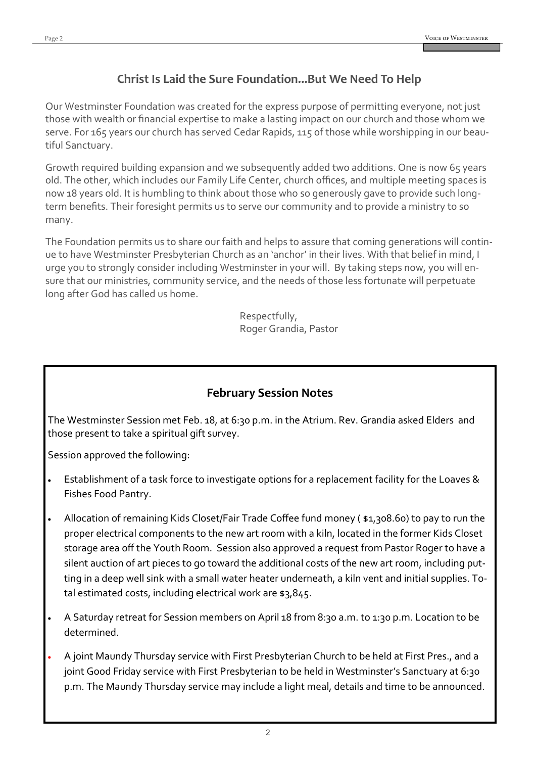## Christ Is Laid the Sure Foundation...But We Need To Help

Our Westminster Foundation was created for the express purpose of permitting everyone, not just those with wealth or financial expertise to make a lasting impact on our church and those whom we serve. For 165 years our church has served Cedar Rapids, 115 of those while worshipping in our beautiful Sanctuary.

Growth required building expansion and we subsequently added two additions. One is now 65 years old. The other, which includes our Family Life Center, church offices, and multiple meeting spaces is now 18 years old. It is humbling to think about those who so generously gave to provide such long-term benefits. Their foresight permits us to serve our community and to provide a ministry to so many.

The Foundation permits us to share our faith and helps to assure that coming generations will continue to have Westminster Presbyterian Church as an 'anchor' in their lives. With that belief in mind, I urge you to strongly consider including Westminster in your will. By taking steps now, you will ensure that our ministries, community service, and the needs of those less fortunate will perpetuate long after God has called us home.

Respectfully,
Roger Grandia, Pastor

## February Session Notes

The Westminster Session met Feb. 18, at 6:30 p.m. in the Atrium. Rev. Grandia asked Elders and those present to take a spiritual gift survey.

Session approved the following:

- Establishment of a task force to investigate options for a replacement facility for the Loaves & Fishes Food Pantry.
- Allocation of remaining Kids Closet/Fair Trade Coffee fund money ( $1,308.60) to pay to run the proper electrical components to the new art room with a kiln, located in the former Kids Closet storage area off the Youth Room. Session also approved a request from Pastor Roger to have a silent auction of art pieces to go toward the additional costs of the new art room, including putting in a deep well sink with a small water heater underneath, a kiln vent and initial supplies. Total estimated costs, including electrical work are $3,845.
- A Saturday retreat for Session members on April 18 from 8:30 a.m. to 1:30 p.m. Location to be determined.
- A joint Maundy Thursday service with First Presbyterian Church to be held at First Pres., and a joint Good Friday service with First Presbyterian to be held in Westminster's Sanctuary at 6:30 p.m. The Maundy Thursday service may include a light meal, details and time to be announced.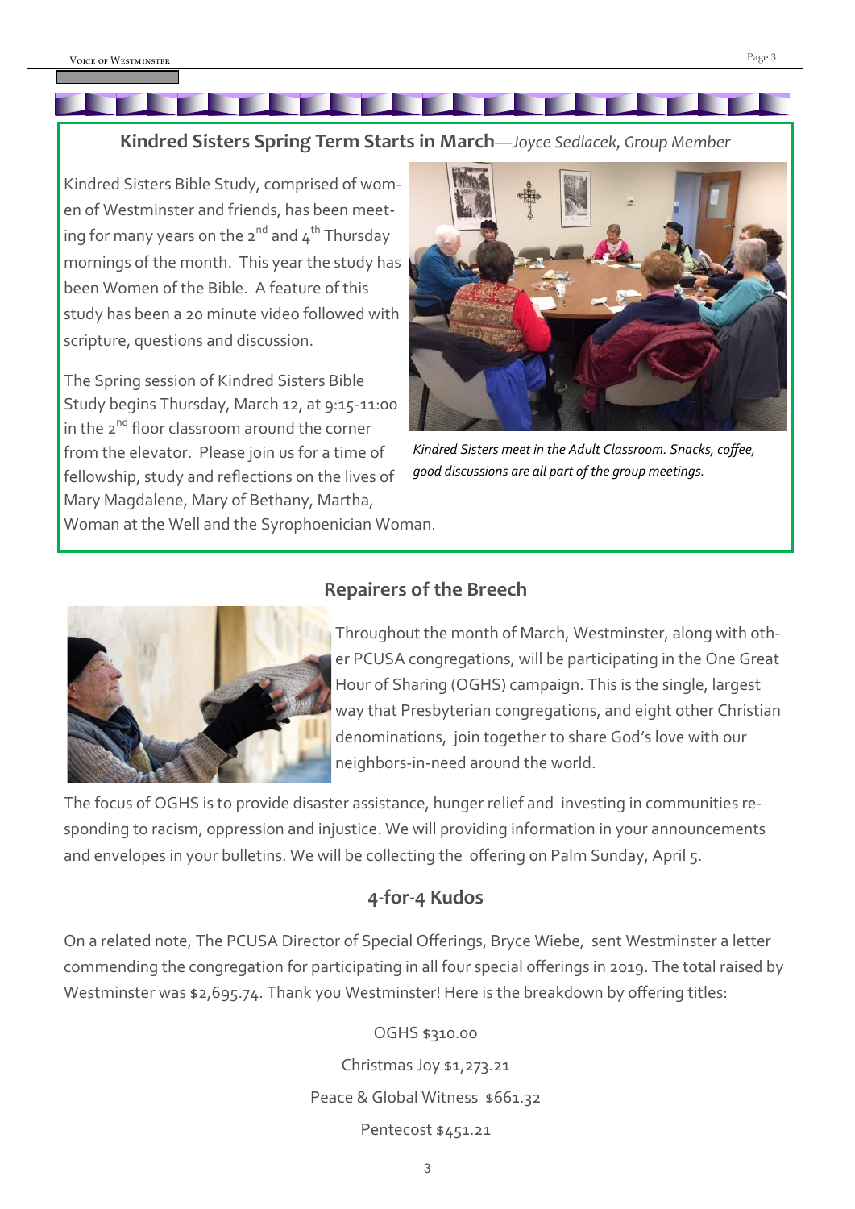## Kindred Sisters Spring Term Starts in March—*Joyce Sedlacek, Group Member*

Kindred Sisters Bible Study, comprised of women of Westminster and friends, has been meeting for many years on the 2nd and 4th Thursday mornings of the month. This year the study has been Women of the Bible. A feature of this study has been a 20 minute video followed with scripture, questions and discussion.

The Spring session of Kindred Sisters Bible Study begins Thursday, March 12, at 9:15-11:00 in the 2nd floor classroom around the corner from the elevator. Please join us for a time of fellowship, study and reflections on the lives of Mary Magdalene, Mary of Bethany, Martha, Woman at the Well and the Syrophoenician Woman.

*Kindred Sisters meet in the Adult Classroom. Snacks, coffee, good discussions are all part of the group meetings.*

## Repairers of the Breech

Throughout the month of March, Westminster, along with other PCUSA congregations, will be participating in the One Great Hour of Sharing (OGHS) campaign. This is the single, largest way that Presbyterian congregations, and eight other Christian denominations, join together to share God's love with our neighbors-in-need around the world.

The focus of OGHS is to provide disaster assistance, hunger relief and investing in communities responding to racism, oppression and injustice. We will providing information in your announcements and envelopes in your bulletins. We will be collecting the offering on Palm Sunday, April 5.

## 4-for-4 Kudos

On a related note, The PCUSA Director of Special Offerings, Bryce Wiebe, sent Westminster a letter commending the congregation for participating in all four special offerings in 2019. The total raised by Westminster was $2,695.74. Thank you Westminster! Here is the breakdown by offering titles:

OGHS $310.00

Christmas Joy $1,273.21

Peace & Global Witness $661.32

Pentecost $451.21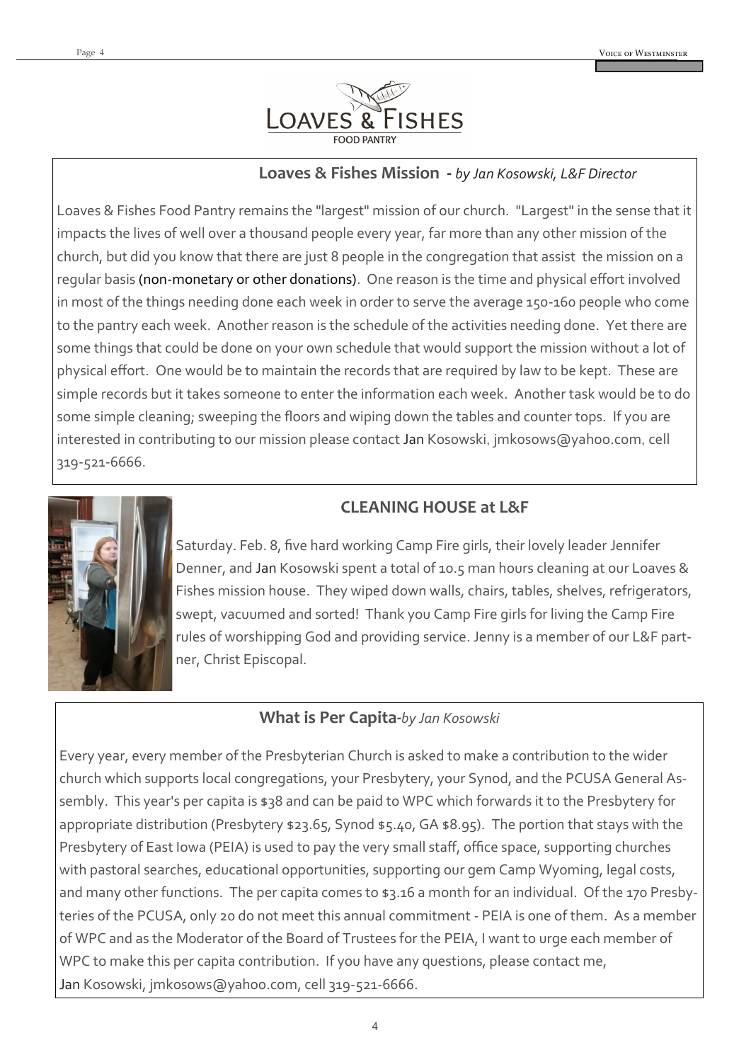# Loaves & Fishes

Food Pantry

## Loaves & Fishes Mission - *by Jan Kosowski, L&F Director*

Loaves & Fishes Food Pantry remains the "largest" mission of our church. "Largest" in the sense that it impacts the lives of well over a thousand people every year, far more than any other mission of the church, but did you know that there are just 8 people in the congregation that assist the mission on a regular basis (non-monetary or other donations). One reason is the time and physical effort involved in most of the things needing done each week in order to serve the average 150-160 people who come to the pantry each week. Another reason is the schedule of the activities needing done. Yet there are some things that could be done on your own schedule that would support the mission without a lot of physical effort. One would be to maintain the records that are required by law to be kept. These are simple records but it takes someone to enter the information each week. Another task would be to do some simple cleaning; sweeping the floors and wiping down the tables and counter tops. If you are interested in contributing to our mission please contact Jan Kosowski, jmkosows@yahoo.com, cell 319-521-6666.

## CLEANING HOUSE at L&F

Saturday. Feb. 8, five hard working Camp Fire girls, their lovely leader Jennifer Denner, and Jan Kosowski spent a total of 10.5 man hours cleaning at our Loaves & Fishes mission house. They wiped down walls, chairs, tables, shelves, refrigerators, swept, vacuumed and sorted! Thank you Camp Fire girls for living the Camp Fire rules of worshipping God and providing service. Jenny is a member of our L&F partner, Christ Episcopal.

## What is Per Capita-*by Jan Kosowski*

Every year, every member of the Presbyterian Church is asked to make a contribution to the wider church which supports local congregations, your Presbytery, your Synod, and the PCUSA General Assembly. This year's per capita is $38 and can be paid to WPC which forwards it to the Presbytery for appropriate distribution (Presbytery $23.65, Synod $5.40, GA $8.95). The portion that stays with the Presbytery of East Iowa (PEIA) is used to pay the very small staff, office space, supporting churches with pastoral searches, educational opportunities, supporting our gem Camp Wyoming, legal costs, and many other functions. The per capita comes to $3.16 a month for an individual. Of the 170 Presbyteries of the PCUSA, only 20 do not meet this annual commitment - PEIA is one of them. As a member of WPC and as the Moderator of the Board of Trustees for the PEIA, I want to urge each member of WPC to make this per capita contribution. If you have any questions, please contact me, Jan Kosowski, jmkosows@yahoo.com, cell 319-521-6666.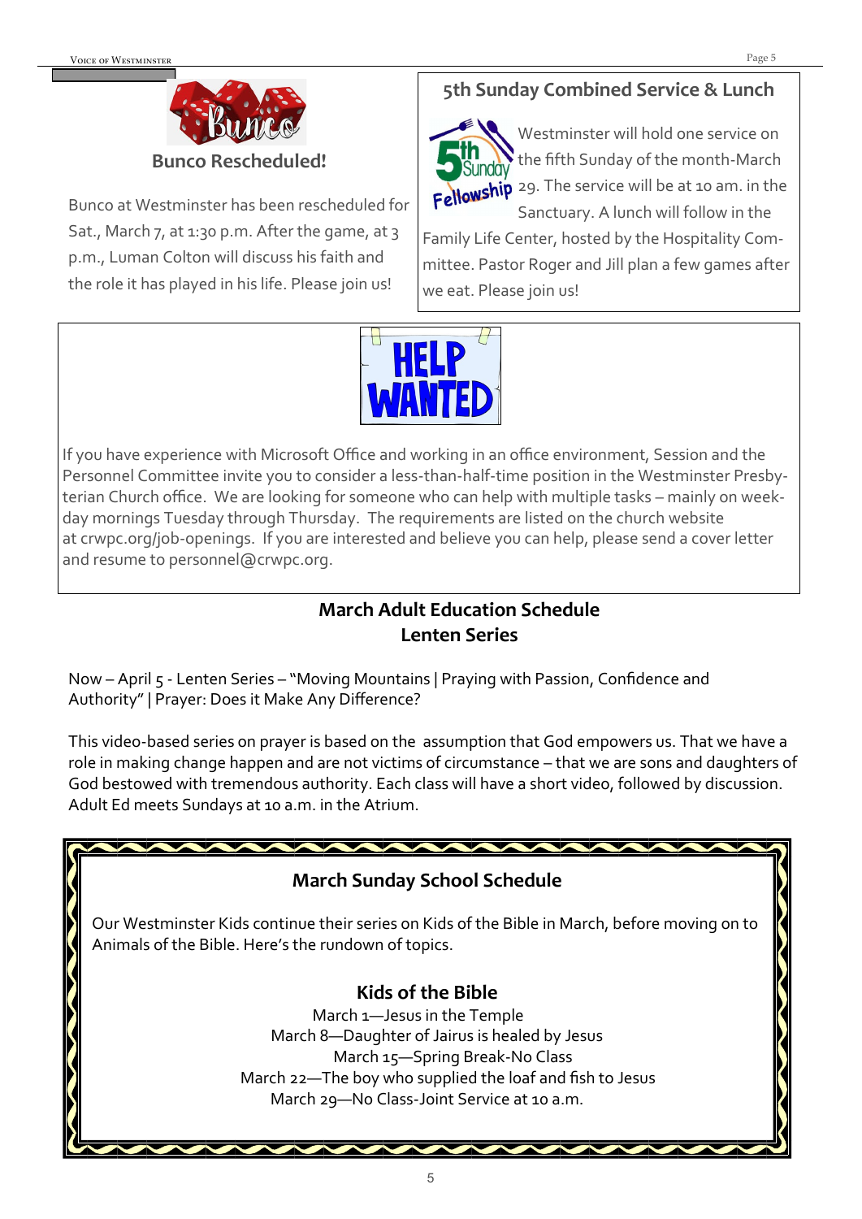## Bunco Rescheduled!

Bunco at Westminster has been rescheduled for Sat., March 7, at 1:30 p.m. After the game, at 3 p.m., Luman Colton will discuss his faith and the role it has played in his life. Please join us!

## 5th Sunday Combined Service & Lunch

Westminster will hold one service on the fifth Sunday of the month-March 29. The service will be at 10 am. in the Sanctuary. A lunch will follow in the Family Life Center, hosted by the Hospitality Committee. Pastor Roger and Jill plan a few games after we eat. Please join us!

## HELP WANTED

If you have experience with Microsoft Office and working in an office environment, Session and the Personnel Committee invite you to consider a less-than-half-time position in the Westminster Presbyterian Church office. We are looking for someone who can help with multiple tasks – mainly on weekday mornings Tuesday through Thursday. The requirements are listed on the church website at crwpc.org/job-openings. If you are interested and believe you can help, please send a cover letter and resume to personnel@crwpc.org.

## March Adult Education Schedule
## Lenten Series

Now – April 5 - Lenten Series – "Moving Mountains | Praying with Passion, Confidence and Authority" | Prayer: Does it Make Any Difference?

This video-based series on prayer is based on the assumption that God empowers us. That we have a role in making change happen and are not victims of circumstance – that we are sons and daughters of God bestowed with tremendous authority. Each class will have a short video, followed by discussion. Adult Ed meets Sundays at 10 a.m. in the Atrium.

## March Sunday School Schedule

Our Westminster Kids continue their series on Kids of the Bible in March, before moving on to Animals of the Bible. Here's the rundown of topics.

### Kids of the Bible

March 1—Jesus in the Temple
March 8—Daughter of Jairus is healed by Jesus
March 15—Spring Break-No Class
March 22—The boy who supplied the loaf and fish to Jesus
March 29—No Class-Joint Service at 10 a.m.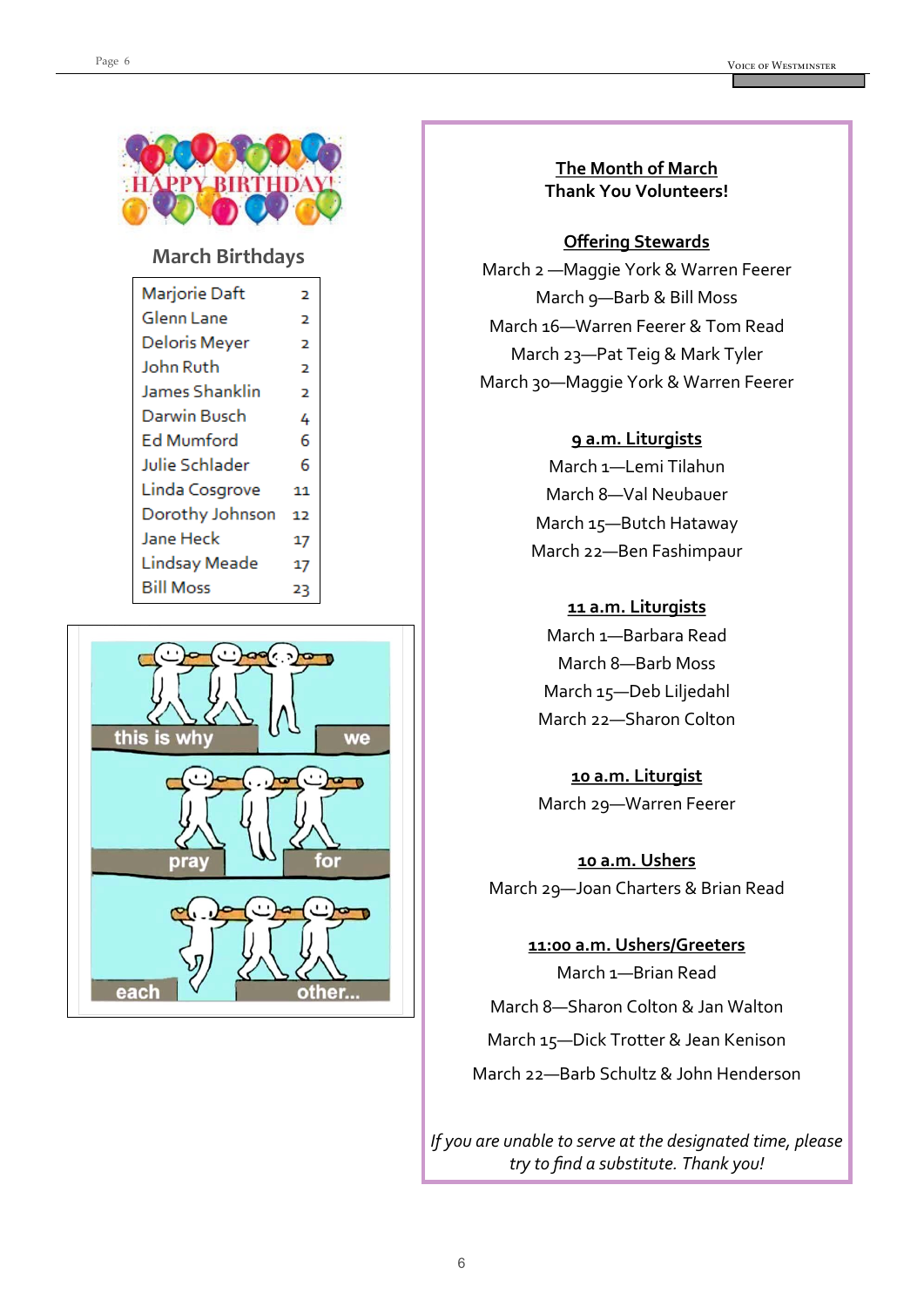## March Birthdays

| | |
|---|---|
| Marjorie Daft | 2 |
| Glenn Lane | 2 |
| Deloris Meyer | 2 |
| John Ruth | 2 |
| James Shanklin | 2 |
| Darwin Busch | 4 |
| Ed Mumford | 6 |
| Julie Schlader | 6 |
| Linda Cosgrove | 11 |
| Dorothy Johnson | 12 |
| Jane Heck | 17 |
| Lindsay Meade | 17 |
| Bill Moss | 23 |

## The Month of March
**Thank You Volunteers!**

### Offering Stewards

March 2 —Maggie York & Warren Feerer
March 9—Barb & Bill Moss
March 16—Warren Feerer & Tom Read
March 23—Pat Teig & Mark Tyler
March 30—Maggie York & Warren Feerer

### 9 a.m. Liturgists

March 1—Lemi Tilahun
March 8—Val Neubauer
March 15—Butch Hataway
March 22—Ben Fashimpaur

### 11 a.m. Liturgists

March 1—Barbara Read
March 8—Barb Moss
March 15—Deb Liljedahl
March 22—Sharon Colton

### 10 a.m. Liturgist

March 29—Warren Feerer

### 10 a.m. Ushers

March 29—Joan Charters & Brian Read

### 11:00 a.m. Ushers/Greeters

March 1—Brian Read
March 8—Sharon Colton & Jan Walton
March 15—Dick Trotter & Jean Kenison
March 22—Barb Schultz & John Henderson

*If you are unable to serve at the designated time, please try to find a substitute. Thank you!*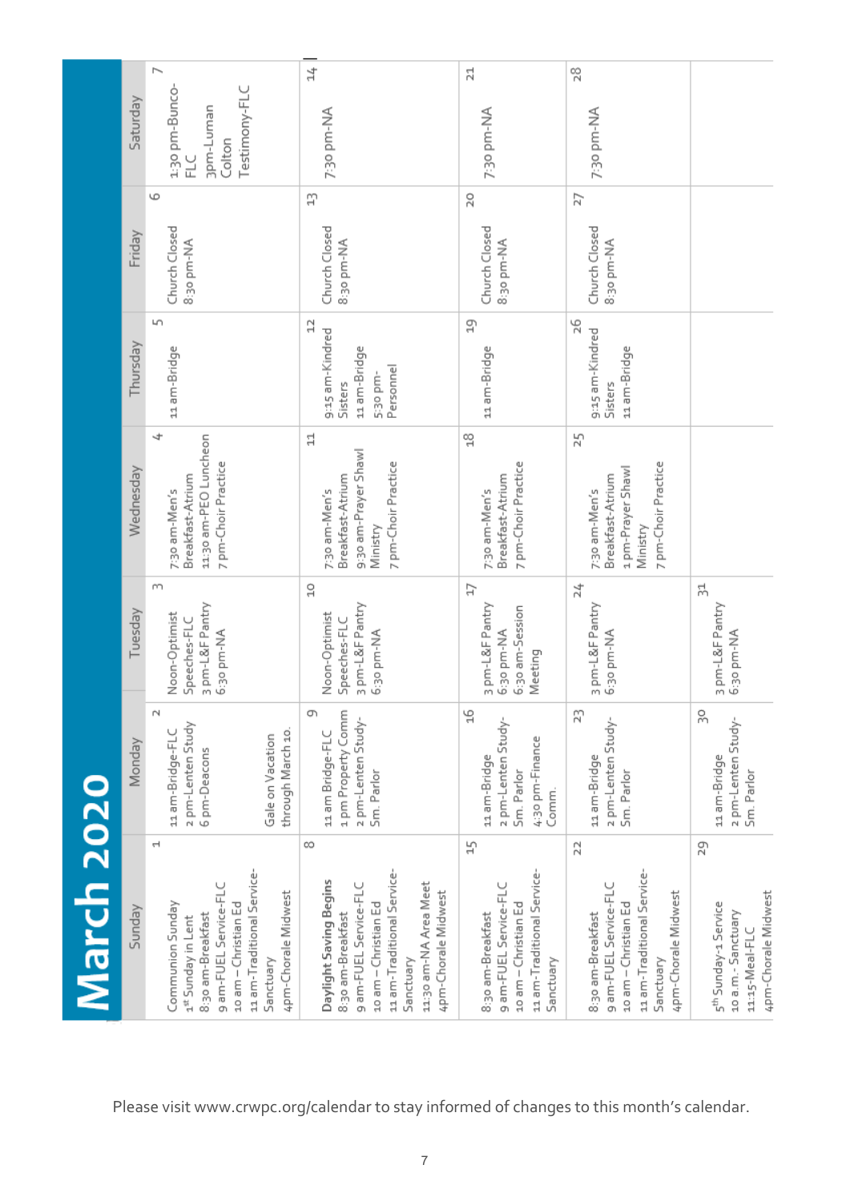# March 2020

| Sunday | Monday | Tuesday | Wednesday | Thursday | Friday | Saturday |
|---|---|---|---|---|---|---|
| 1<br>Communion Sunday<br>1st Sunday in Lent<br>8:30 am-Breakfast<br>9 am-FUEL Service-FLC<br>10 am – Christian Ed<br>11 am-Traditional Service-Sanctuary<br>4pm-Chorale Midwest | 2<br>11 am-Bridge-FLC<br>2 pm-Lenten Study<br>6 pm-Deacons<br><br>Gale on Vacation through March 10. | 3<br>Noon-Optimist Speeches-FLC<br>3 pm-L&F Pantry<br>6:30 pm-NA | 4<br>7:30 am-Men's Breakfast-Atrium<br>11:30 am-PEO Luncheon<br>7 pm-Choir Practice | 5<br>11 am-Bridge | 6<br>Church Closed<br>8:30 pm-NA | 7<br>1:30 pm-Bunco-FLC<br>3pm-Luman Colton Testimony-FLC |
| 8<br>**Daylight Saving Begins**<br>8:30 am-Breakfast<br>9 am-FUEL Service-FLC<br>10 am – Christian Ed<br>11 am-Traditional Service-Sanctuary<br>11:30 am-NA Area Meet<br>4pm-Chorale Midwest | 9<br>11 am Bridge-FLC<br>1 pm Property Comm<br>2 pm-Lenten Study-Sm. Parlor | 10<br>Noon-Optimist Speeches-FLC<br>3 pm-L&F Pantry<br>6:30 pm-NA | 11<br>7:30 am-Men's Breakfast-Atrium<br>9:30 am-Prayer Shawl Ministry<br>7 pm-Choir Practice | 12<br>9:15 am-Kindred Sisters<br>11 am-Bridge<br>5:30 pm-Personnel | 13<br>Church Closed<br>8:30 pm-NA | 14<br>7:30 pm-NA |
| 15<br>8:30 am-Breakfast<br>9 am-FUEL Service-FLC<br>10 am – Christian Ed<br>11 am-Traditional Service-Sanctuary | 16<br>11 am-Bridge<br>2 pm-Lenten Study-Sm. Parlor<br>4:30 pm-Finance Comm. | 17<br>3 pm-L&F Pantry<br>6:30 pm-NA<br>6:30 am-Session Meeting | 18<br>7:30 am-Men's Breakfast-Atrium<br>7 pm-Choir Practice | 19<br>11 am-Bridge | 20<br>Church Closed<br>8:30 pm-NA | 21<br>7:30 pm-NA |
| 22<br>8:30 am-Breakfast<br>9 am-FUEL Service-FLC<br>10 am – Christian Ed<br>11 am-Traditional Service-Sanctuary<br>4pm-Chorale Midwest | 23<br>11 am-Bridge<br>2 pm-Lenten Study-Sm. Parlor | 24<br>3 pm-L&F Pantry<br>6:30 pm-NA | 25<br>7:30 am-Men's Breakfast-Atrium<br>1 pm-Prayer Shawl Ministry<br>7 pm-Choir Practice | 26<br>9:15 am-Kindred Sisters<br>11 am-Bridge | 27<br>Church Closed<br>8:30 pm-NA | 28<br>7:30 pm-NA |
| 29<br>5th Sunday-1 Service<br>10 a.m.- Sanctuary<br>11:15-Meal-FLC<br>4pm-Chorale Midwest | 30<br>11 am-Bridge<br>2 pm-Lenten Study-Sm. Parlor | 31<br>3 pm-L&F Pantry<br>6:30 pm-NA | | | | |

Please visit www.crwpc.org/calendar to stay informed of changes to this month's calendar.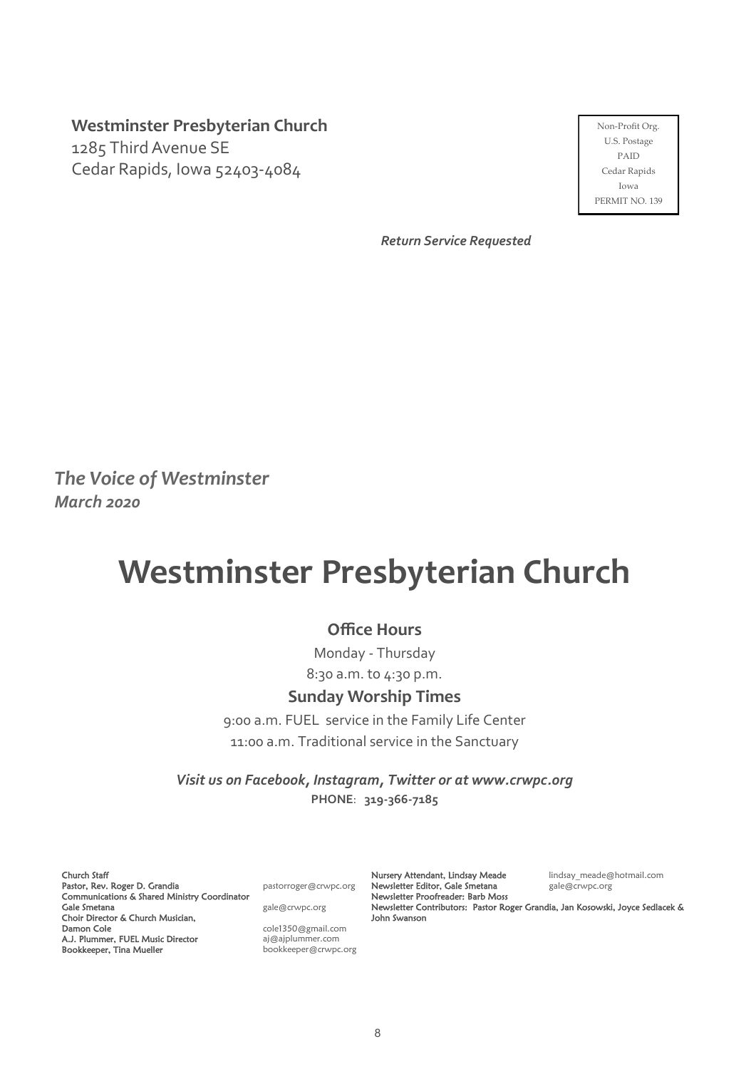**Westminster Presbyterian Church**
1285 Third Avenue SE
Cedar Rapids, Iowa 52403-4084

Non-Profit Org.
U.S. Postage
PAID
Cedar Rapids
Iowa
PERMIT NO. 139

***Return Service Requested***

***The Voice of Westminster***
***March 2020***

# Westminster Presbyterian Church

### Office Hours

Monday - Thursday
8:30 a.m. to 4:30 p.m.

### Sunday Worship Times

9:00 a.m. FUEL service in the Family Life Center
11:00 a.m. Traditional service in the Sanctuary

***Visit us on Facebook, Instagram, Twitter or at www.crwpc.org***
**PHONE**: **319-366-7185**

Church Staff
Pastor, Rev. Roger D. Grandia — pastorroger@crwpc.org
Communications & Shared Ministry Coordinator
Gale Smetana — gale@crwpc.org
Choir Director & Church Musician,
Damon Cole — cole1350@gmail.com
A.J. Plummer, FUEL Music Director — aj@ajplummer.com
Bookkeeper, Tina Mueller — bookkeeper@crwpc.org

Nursery Attendant, Lindsay Meade — lindsay_meade@hotmail.com
Newsletter Editor, Gale Smetana — gale@crwpc.org
Newsletter Proofreader: Barb Moss
Newsletter Contributors: Pastor Roger Grandia, Jan Kosowski, Joyce Sedlacek & John Swanson